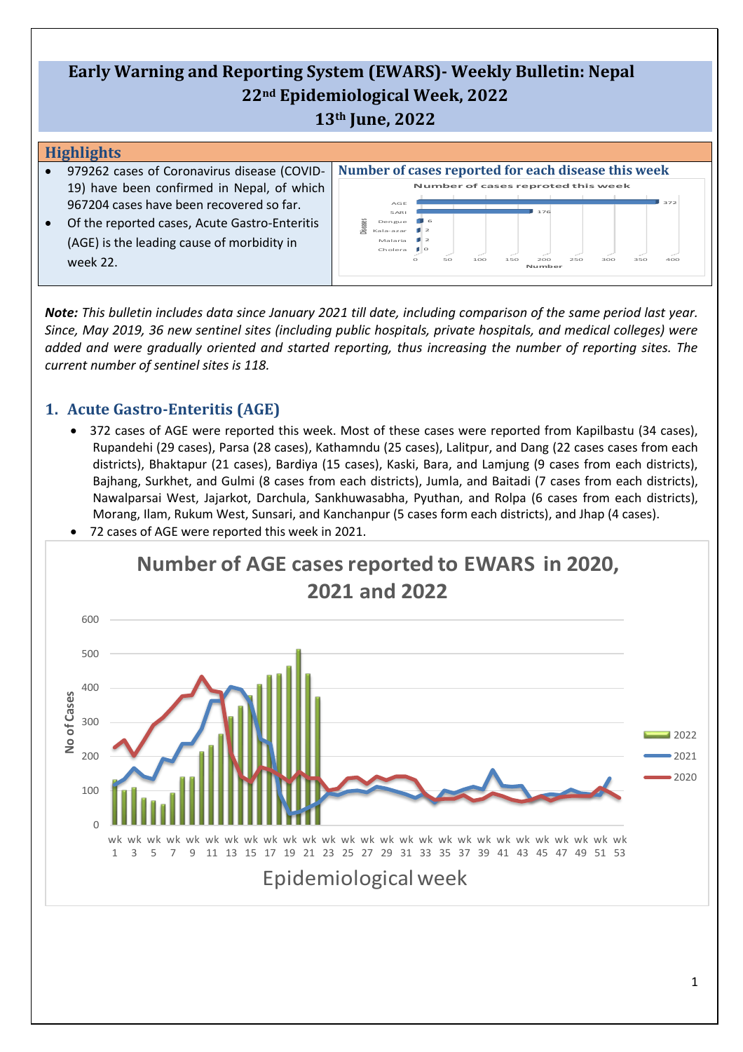# Early Warning and Reporting System (EWARS)- Weekly Bulletin: Nepal
## 22nd Epidemiological Week, 2022
## 13th June, 2022

### Highlights

- 979262 cases of Coronavirus disease (COVID-19) have been confirmed in Nepal, of which 967204 cases have been recovered so far.
- Of the reported cases, Acute Gastro-Enteritis (AGE) is the leading cause of morbidity in week 22.

**Number of cases reported for each disease this week**

| Disease | Number of cases reproted this week |
|---|---|
| AGE | 372 |
| SARI | 176 |
| Dengue | 6 |
| Kala-azar | 2 |
| Malaria | 2 |
| Cholera | 0 |

***Note:*** *This bulletin includes data since January 2021 till date, including comparison of the same period last year. Since, May 2019, 36 new sentinel sites (including public hospitals, private hospitals, and medical colleges) were added and were gradually oriented and started reporting, thus increasing the number of reporting sites. The current number of sentinel sites is 118.*

## 1. Acute Gastro-Enteritis (AGE)

- 372 cases of AGE were reported this week. Most of these cases were reported from Kapilbastu (34 cases), Rupandehi (29 cases), Parsa (28 cases), Kathamndu (25 cases), Lalitpur, and Dang (22 cases cases from each districts), Bhaktapur (21 cases), Bardiya (15 cases), Kaski, Bara, and Lamjung (9 cases from each districts), Bajhang, Surkhet, and Gulmi (8 cases from each districts), Jumla, and Baitadi (7 cases from each districts), Nawalparsai West, Jajarkot, Darchula, Sankhuwasabha, Pyuthan, and Rolpa (6 cases from each districts), Morang, Ilam, Rukum West, Sunsari, and Kanchanpur (5 cases form each districts), and Jhap (4 cases).
- 72 cases of AGE were reported this week in 2021.

**Number of AGE cases reported to EWARS in 2020, 2021 and 2022**

(Chart: No of Cases vs Epidemiological week, wk 1 – wk 53; series: 2022, 2021, 2020)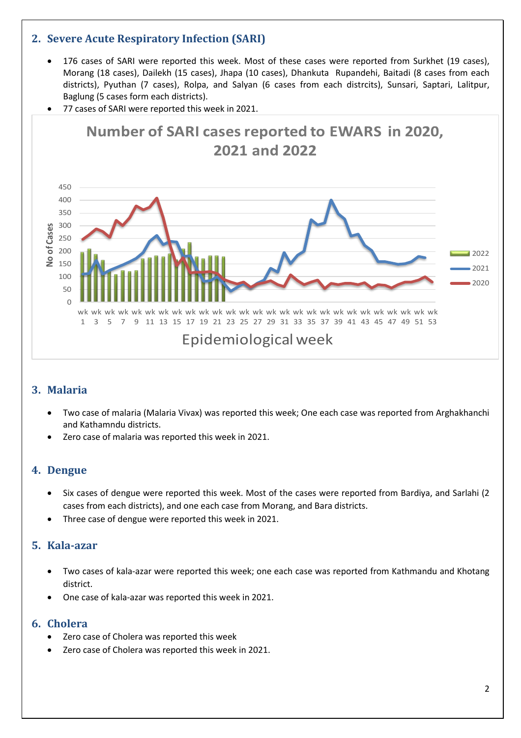## 2. Severe Acute Respiratory Infection (SARI)

- 176 cases of SARI were reported this week. Most of these cases were reported from Surkhet (19 cases), Morang (18 cases), Dailekh (15 cases), Jhapa (10 cases), Dhankuta Rupandehi, Baitadi (8 cases from each districts), Pyuthan (7 cases), Rolpa, and Salyan (6 cases from each distrcits), Sunsari, Saptari, Lalitpur, Baglung (5 cases form each districts).
- 77 cases of SARI were reported this week in 2021.

**Number of SARI cases reported to EWARS in 2020, 2021 and 2022**

(Chart: No of Cases vs Epidemiological week, wk 1 – wk 53; series: 2022, 2021, 2020)

## 3. Malaria

- Two case of malaria (Malaria Vivax) was reported this week; One each case was reported from Arghakhanchi and Kathamndu districts.
- Zero case of malaria was reported this week in 2021.

## 4. Dengue

- Six cases of dengue were reported this week. Most of the cases were reported from Bardiya, and Sarlahi (2 cases from each districts), and one each case from Morang, and Bara districts.
- Three case of dengue were reported this week in 2021.

## 5. Kala-azar

- Two cases of kala-azar were reported this week; one each case was reported from Kathmandu and Khotang district.
- One case of kala-azar was reported this week in 2021.

## 6. Cholera

- Zero case of Cholera was reported this week
- Zero case of Cholera was reported this week in 2021.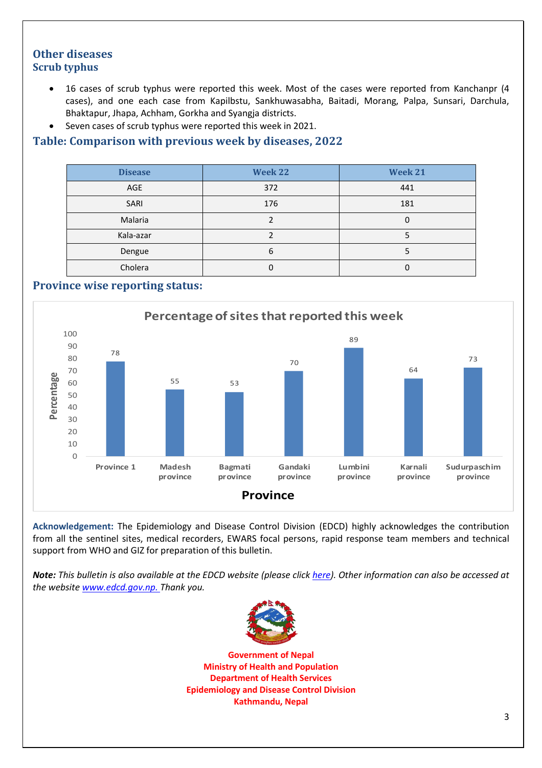## Other diseases

### Scrub typhus

- 16 cases of scrub typhus were reported this week. Most of the cases were reported from Kanchanpr (4 cases), and one each case from Kapilbstu, Sankhuwasabha, Baitadi, Morang, Palpa, Sunsari, Darchula, Bhaktapur, Jhapa, Achham, Gorkha and Syangja districts.
- Seven cases of scrub typhus were reported this week in 2021.

## Table: Comparison with previous week by diseases, 2022

| Disease | Week 22 | Week 21 |
|---|---|---|
| AGE | 372 | 441 |
| SARI | 176 | 181 |
| Malaria | 2 | 0 |
| Kala-azar | 2 | 5 |
| Dengue | 6 | 5 |
| Cholera | 0 | 0 |

## Province wise reporting status:

Percentage of sites that reported this week

Percentage

100
90
80
70
60
50
40
30
20
10
0

78 55 53 70 89 64 73

Province 1, Madesh province, Bagmati province, Gandaki province, Lumbini province, Karnali province, Sudurpaschim province

Province

**Acknowledgement:** The Epidemiology and Disease Control Division (EDCD) highly acknowledges the contribution from all the sentinel sites, medical recorders, EWARS focal persons, rapid response team members and technical support from WHO and GIZ for preparation of this bulletin.

***Note:*** *This bulletin is also available at the EDCD website (please click here). Other information can also be accessed at the website www.edcd.gov.np. Thank you.*

**Government of Nepal**
**Ministry of Health and Population**
**Department of Health Services**
**Epidemiology and Disease Control Division**
**Kathmandu, Nepal**